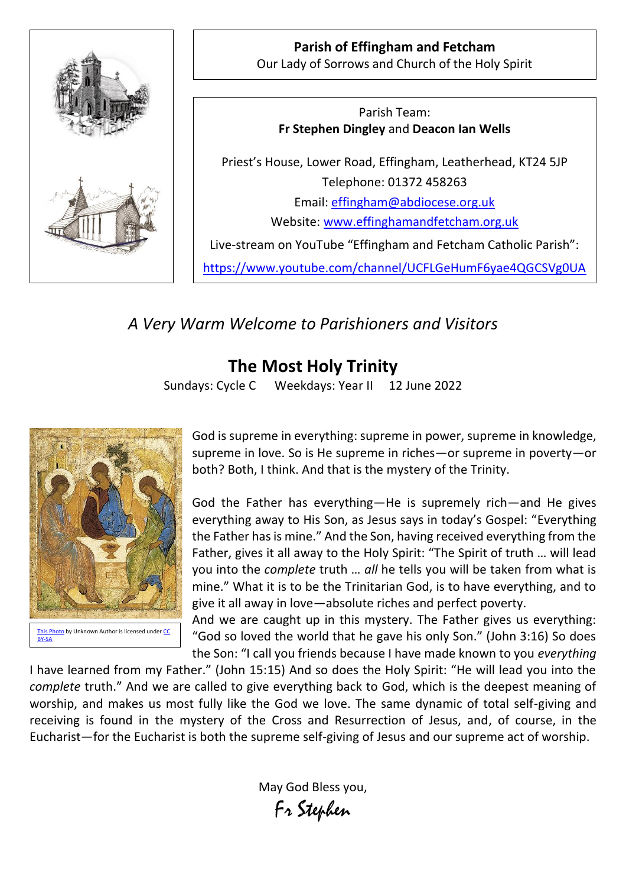**Parish of Effingham and Fetcham**
Our Lady of Sorrows and Church of the Holy Spirit

Parish Team:
**Fr Stephen Dingley** and **Deacon Ian Wells**

Priest's House, Lower Road, Effingham, Leatherhead, KT24 5JP
Telephone: 01372 458263
Email: effingham@abdiocese.org.uk
Website: www.effinghamandfetcham.org.uk
Live-stream on YouTube "Effingham and Fetcham Catholic Parish":
https://www.youtube.com/channel/UCFLGeHumF6yae4QGCSVg0UA

*A Very Warm Welcome to Parishioners and Visitors*

# The Most Holy Trinity

Sundays: Cycle C Weekdays: Year II 12 June 2022

This Photo by Unknown Author is licensed under CC BY-SA

God is supreme in everything: supreme in power, supreme in knowledge, supreme in love. So is He supreme in riches—or supreme in poverty—or both? Both, I think. And that is the mystery of the Trinity.

God the Father has everything—He is supremely rich—and He gives everything away to His Son, as Jesus says in today's Gospel: "Everything the Father has is mine." And the Son, having received everything from the Father, gives it all away to the Holy Spirit: "The Spirit of truth … will lead you into the *complete* truth … *all* he tells you will be taken from what is mine." What it is to be the Trinitarian God, is to have everything, and to give it all away in love—absolute riches and perfect poverty.

And we are caught up in this mystery. The Father gives us everything: "God so loved the world that he gave his only Son." (John 3:16) So does the Son: "I call you friends because I have made known to you *everything* I have learned from my Father." (John 15:15) And so does the Holy Spirit: "He will lead you into the *complete* truth." And we are called to give everything back to God, which is the deepest meaning of worship, and makes us most fully like the God we love. The same dynamic of total self-giving and receiving is found in the mystery of the Cross and Resurrection of Jesus, and, of course, in the Eucharist—for the Eucharist is both the supreme self-giving of Jesus and our supreme act of worship.

May God Bless you,
Fr Stephen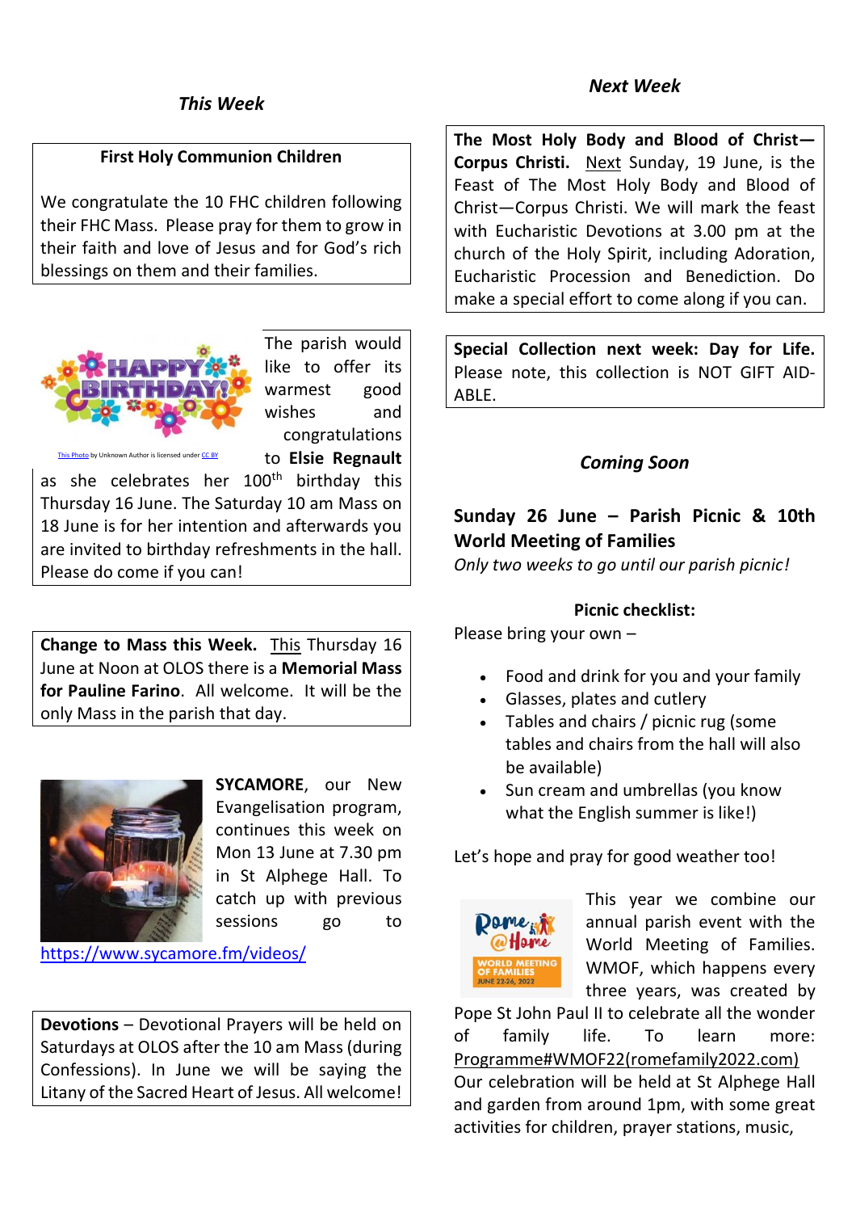### *This Week*

**First Holy Communion Children**

We congratulate the 10 FHC children following their FHC Mass. Please pray for them to grow in their faith and love of Jesus and for God's rich blessings on them and their families.

This Photo by Unknown Author is licensed under CC BY

The parish would like to offer its warmest good wishes and congratulations to **Elsie Regnault** as she celebrates her 100th birthday this Thursday 16 June. The Saturday 10 am Mass on 18 June is for her intention and afterwards you are invited to birthday refreshments in the hall. Please do come if you can!

**Change to Mass this Week.** This Thursday 16 June at Noon at OLOS there is a **Memorial Mass for Pauline Farino**. All welcome. It will be the only Mass in the parish that day.

**SYCAMORE**, our New Evangelisation program, continues this week on Mon 13 June at 7.30 pm in St Alphege Hall. To catch up with previous sessions go to https://www.sycamore.fm/videos/

**Devotions** – Devotional Prayers will be held on Saturdays at OLOS after the 10 am Mass (during Confessions). In June we will be saying the Litany of the Sacred Heart of Jesus. All welcome!

### *Next Week*

**The Most Holy Body and Blood of Christ—Corpus Christi.** Next Sunday, 19 June, is the Feast of The Most Holy Body and Blood of Christ—Corpus Christi. We will mark the feast with Eucharistic Devotions at 3.00 pm at the church of the Holy Spirit, including Adoration, Eucharistic Procession and Benediction. Do make a special effort to come along if you can.

**Special Collection next week: Day for Life.** Please note, this collection is NOT GIFT AID-ABLE.

### *Coming Soon*

**Sunday 26 June – Parish Picnic & 10th World Meeting of Families**

*Only two weeks to go until our parish picnic!*

**Picnic checklist:**

Please bring your own –

- Food and drink for you and your family
- Glasses, plates and cutlery
- Tables and chairs / picnic rug (some tables and chairs from the hall will also be available)
- Sun cream and umbrellas (you know what the English summer is like!)

Let's hope and pray for good weather too!

Rome @Home
WORLD MEETING OF FAMILIES
JUNE 22-26, 2022

This year we combine our annual parish event with the World Meeting of Families. WMOF, which happens every three years, was created by Pope St John Paul II to celebrate all the wonder of family life. To learn more: Programme#WMOF22(romefamily2022.com) Our celebration will be held at St Alphege Hall and garden from around 1pm, with some great activities for children, prayer stations, music,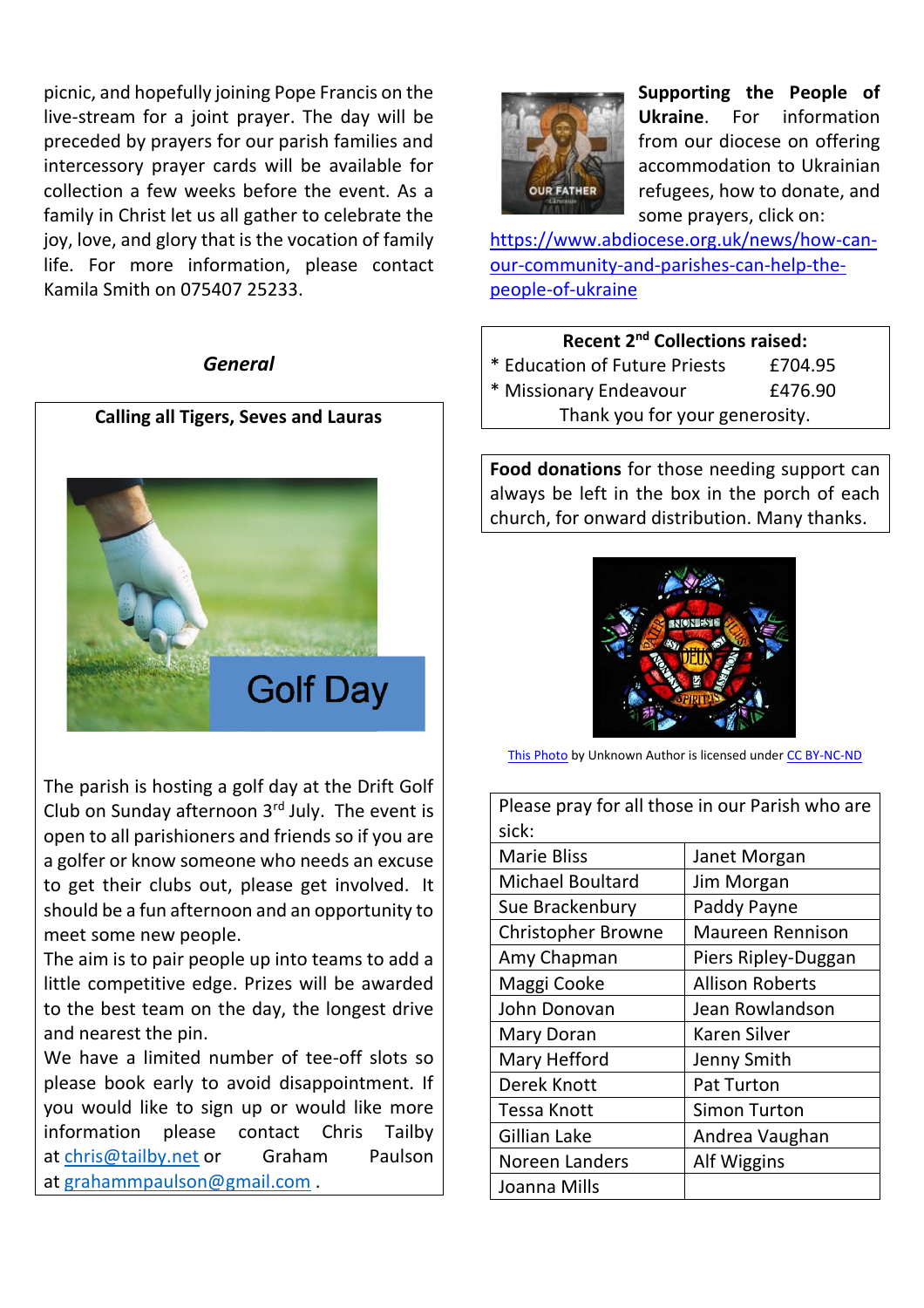picnic, and hopefully joining Pope Francis on the live-stream for a joint prayer. The day will be preceded by prayers for our parish families and intercessory prayer cards will be available for collection a few weeks before the event. As a family in Christ let us all gather to celebrate the joy, love, and glory that is the vocation of family life. For more information, please contact Kamila Smith on 075407 25233.

## *General*

**Calling all Tigers, Seves and Lauras**

Golf Day

The parish is hosting a golf day at the Drift Golf Club on Sunday afternoon 3rd July. The event is open to all parishioners and friends so if you are a golfer or know someone who needs an excuse to get their clubs out, please get involved. It should be a fun afternoon and an opportunity to meet some new people.

The aim is to pair people up into teams to add a little competitive edge. Prizes will be awarded to the best team on the day, the longest drive and nearest the pin.

We have a limited number of tee-off slots so please book early to avoid disappointment. If you would like to sign up or would like more information please contact Chris Tailby at chris@tailby.net or Graham Paulson at grahammpaulson@gmail.com .

**Supporting the People of Ukraine**. For information from our diocese on offering accommodation to Ukrainian refugees, how to donate, and some prayers, click on: https://www.abdiocese.org.uk/news/how-can-our-community-and-parishes-can-help-the-people-of-ukraine

**Recent 2nd Collections raised:**

| | |
|---|---|
| * Education of Future Priests | £704.95 |
| * Missionary Endeavour | £476.90 |

Thank you for your generosity.

**Food donations** for those needing support can always be left in the box in the porch of each church, for onward distribution. Many thanks.

This Photo by Unknown Author is licensed under CC BY-NC-ND

Please pray for all those in our Parish who are sick:

| | |
|---|---|
| Marie Bliss | Janet Morgan |
| Michael Boultard | Jim Morgan |
| Sue Brackenbury | Paddy Payne |
| Christopher Browne | Maureen Rennison |
| Amy Chapman | Piers Ripley-Duggan |
| Maggi Cooke | Allison Roberts |
| John Donovan | Jean Rowlandson |
| Mary Doran | Karen Silver |
| Mary Hefford | Jenny Smith |
| Derek Knott | Pat Turton |
| Tessa Knott | Simon Turton |
| Gillian Lake | Andrea Vaughan |
| Noreen Landers | Alf Wiggins |
| Joanna Mills | |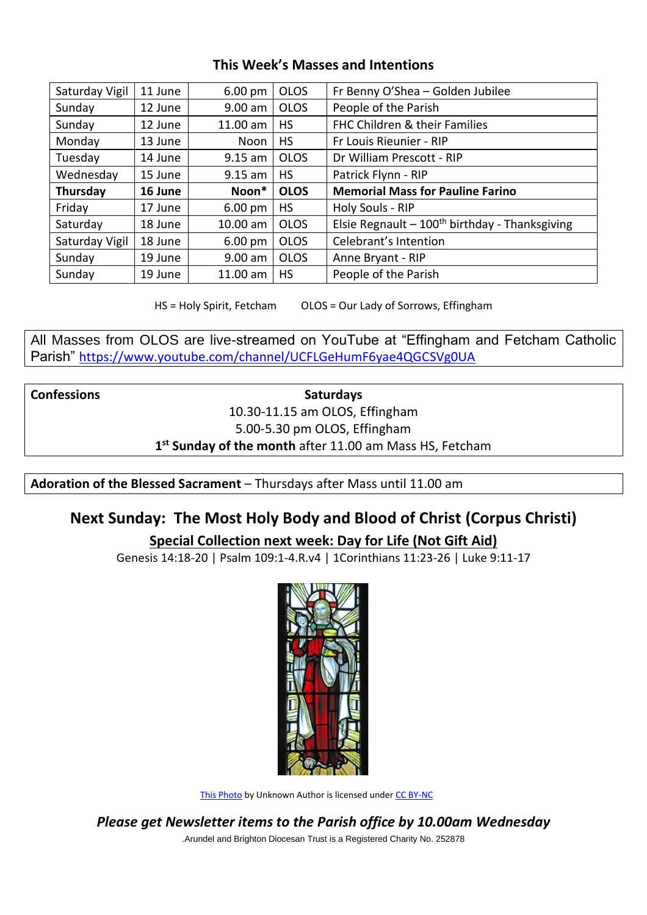## This Week's Masses and Intentions

| | | | | |
|---|---|---|---|---|
| Saturday Vigil | 11 June | 6.00 pm | OLOS | Fr Benny O'Shea – Golden Jubilee |
| Sunday | 12 June | 9.00 am | OLOS | People of the Parish |
| Sunday | 12 June | 11.00 am | HS | FHC Children & their Families |
| Monday | 13 June | Noon | HS | Fr Louis Rieunier - RIP |
| Tuesday | 14 June | 9.15 am | OLOS | Dr William Prescott - RIP |
| Wednesday | 15 June | 9.15 am | HS | Patrick Flynn - RIP |
| **Thursday** | **16 June** | **Noon*** | **OLOS** | **Memorial Mass for Pauline Farino** |
| Friday | 17 June | 6.00 pm | HS | Holy Souls - RIP |
| Saturday | 18 June | 10.00 am | OLOS | Elsie Regnault – 100th birthday - Thanksgiving |
| Saturday Vigil | 18 June | 6.00 pm | OLOS | Celebrant's Intention |
| Sunday | 19 June | 9.00 am | OLOS | Anne Bryant - RIP |
| Sunday | 19 June | 11.00 am | HS | People of the Parish |

HS = Holy Spirit, Fetcham OLOS = Our Lady of Sorrows, Effingham

All Masses from OLOS are live-streamed on YouTube at "Effingham and Fetcham Catholic Parish" https://www.youtube.com/channel/UCFLGeHumF6yae4QGCSVg0UA

**Confessions**

**Saturdays**
10.30-11.15 am OLOS, Effingham
5.00-5.30 pm OLOS, Effingham
**1st Sunday of the month** after 11.00 am Mass HS, Fetcham

**Adoration of the Blessed Sacrament** – Thursdays after Mass until 11.00 am

## Next Sunday: The Most Holy Body and Blood of Christ (Corpus Christi)

**Special Collection next week: Day for Life (Not Gift Aid)**

Genesis 14:18-20 | Psalm 109:1-4.R.v4 | 1Corinthians 11:23-26 | Luke 9:11-17

This Photo by Unknown Author is licensed under CC BY-NC

***Please get Newsletter items to the Parish office by 10.00am Wednesday***

.Arundel and Brighton Diocesan Trust is a Registered Charity No. 252878